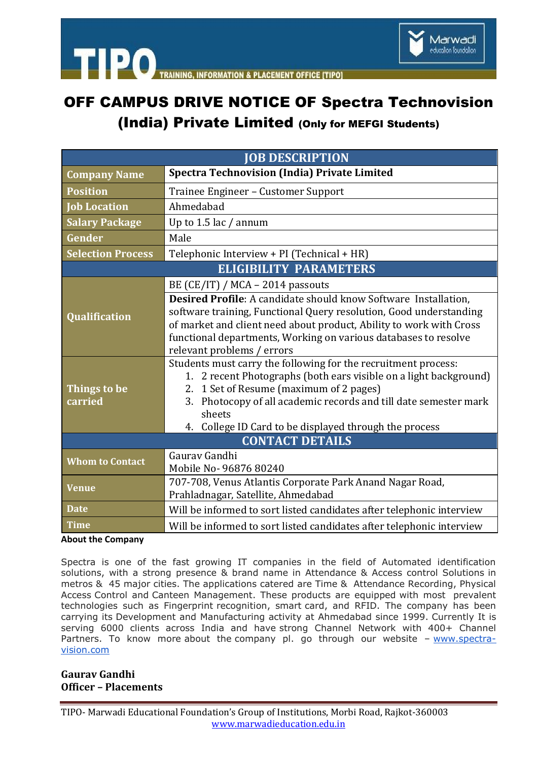# TIPO

TRAINING, INFORMATION & PLACEMENT OFFICE [TIPO]

Marwadi education foundation

# OFF CAMPUS DRIVE NOTICE OF Spectra Technovision (India) Private Limited (Only for MEFGI Students)

| JOB DESCRIPTION | |
|---|---|
| **Company Name** | **Spectra Technovision (India) Private Limited** |
| **Position** | Trainee Engineer – Customer Support |
| **Job Location** | Ahmedabad |
| **Salary Package** | Up to 1.5 lac / annum |
| **Gender** | Male |
| **Selection Process** | Telephonic Interview + PI (Technical + HR) |
| **ELIGIBILITY PARAMETERS** | |
| **Qualification** | BE (CE/IT) / MCA – 2014 passouts<br>**Desired Profile**: A candidate should know Software Installation, software training, Functional Query resolution, Good understanding of market and client need about product, Ability to work with Cross functional departments, Working on various databases to resolve relevant problems / errors |
| **Things to be carried** | Students must carry the following for the recruitment process:<br>1. 2 recent Photographs (both ears visible on a light background)<br>2. 1 Set of Resume (maximum of 2 pages)<br>3. Photocopy of all academic records and till date semester mark sheets<br>4. College ID Card to be displayed through the process |
| **CONTACT DETAILS** | |
| **Whom to Contact** | Gaurav Gandhi<br>Mobile No- 96876 80240 |
| **Venue** | 707-708, Venus Atlantis Corporate Park Anand Nagar Road, Prahladnagar, Satellite, Ahmedabad |
| **Date** | Will be informed to sort listed candidates after telephonic interview |
| **Time** | Will be informed to sort listed candidates after telephonic interview |

**About the Company**

Spectra is one of the fast growing IT companies in the field of Automated identification solutions, with a strong presence & brand name in Attendance & Access control Solutions in metros & 45 major cities. The applications catered are Time & Attendance Recording, Physical Access Control and Canteen Management. These products are equipped with most prevalent technologies such as Fingerprint recognition, smart card, and RFID. The company has been carrying its Development and Manufacturing activity at Ahmedabad since 1999. Currently It is serving 6000 clients across India and have strong Channel Network with 400+ Channel Partners. To know more about the company pl. go through our website – www.spectra-vision.com

**Gaurav Gandhi**
**Officer – Placements**

TIPO- Marwadi Educational Foundation's Group of Institutions, Morbi Road, Rajkot-360003
www.marwadieducation.edu.in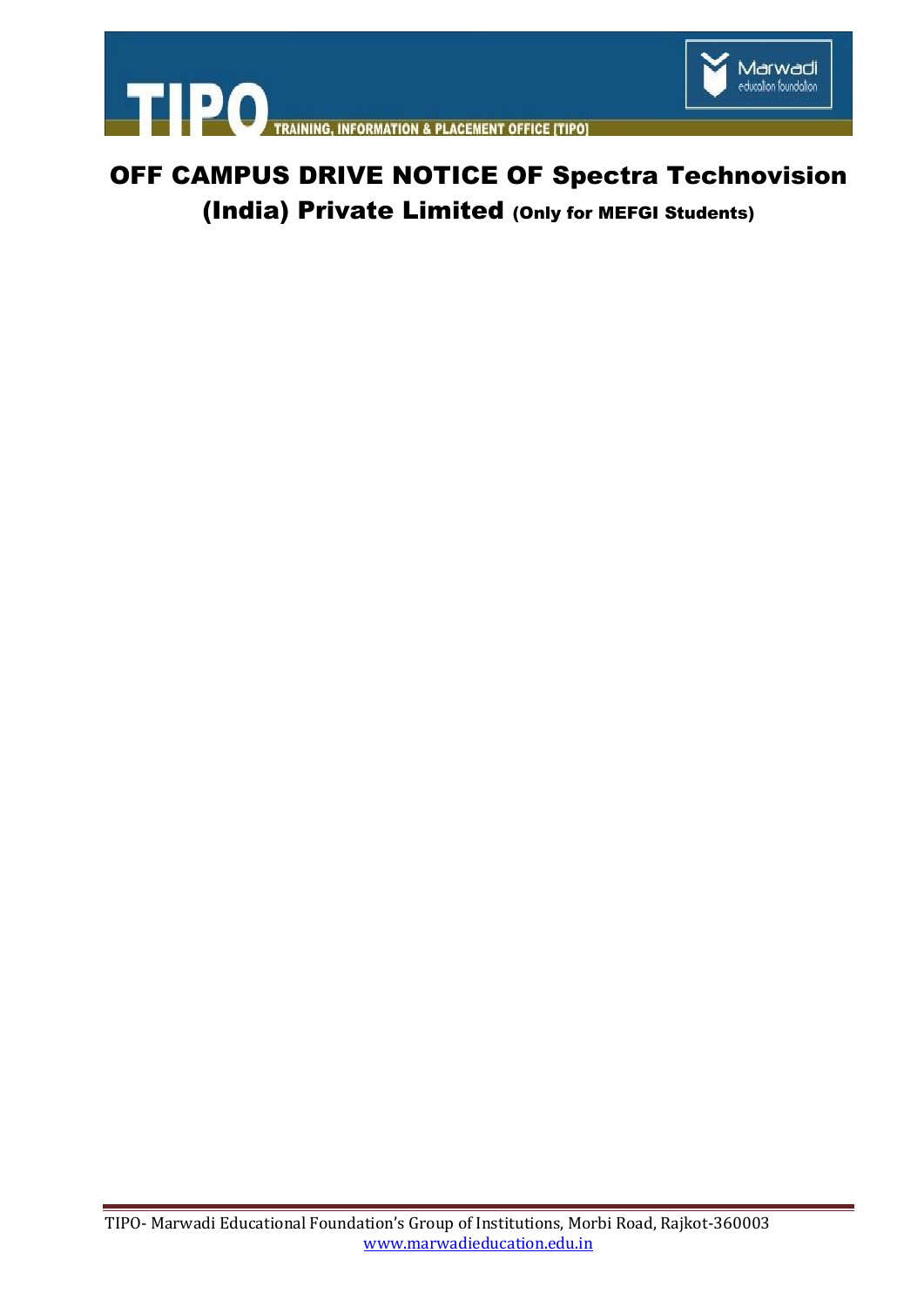# OFF CAMPUS DRIVE NOTICE OF Spectra Technovision (India) Private Limited (Only for MEFGI Students)